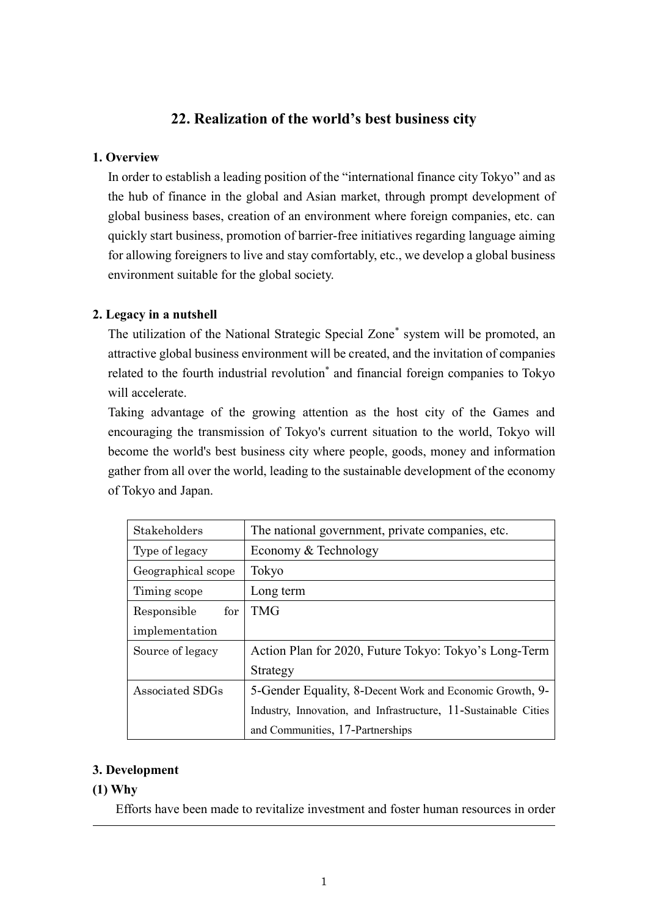# 22. Realization of the world's best business city

## 1. Overview

In order to establish a leading position of the "international finance city Tokyo" and as the hub of finance in the global and Asian market, through prompt development of global business bases, creation of an environment where foreign companies, etc. can quickly start business, promotion of barrier-free initiatives regarding language aiming for allowing foreigners to live and stay comfortably, etc., we develop a global business environment suitable for the global society.

## 2. Legacy in a nutshell

The utilization of the National Strategic Special Zone* system will be promoted, an attractive global business environment will be created, and the invitation of companies related to the fourth industrial revolution* and financial foreign companies to Tokyo will accelerate.

Taking advantage of the growing attention as the host city of the Games and encouraging the transmission of Tokyo's current situation to the world, Tokyo will become the world's best business city where people, goods, money and information gather from all over the world, leading to the sustainable development of the economy of Tokyo and Japan.

| Stakeholders | The national government, private companies, etc. |
|---|---|
| Type of legacy | Economy & Technology |
| Geographical scope | Tokyo |
| Timing scope | Long term |
| Responsible for implementation | TMG |
| Source of legacy | Action Plan for 2020, Future Tokyo: Tokyo's Long-Term Strategy |
| Associated SDGs | 5-Gender Equality, 8-Decent Work and Economic Growth, 9-Industry, Innovation, and Infrastructure, 11-Sustainable Cities and Communities, 17-Partnerships |

## 3. Development

### (1) Why

Efforts have been made to revitalize investment and foster human resources in order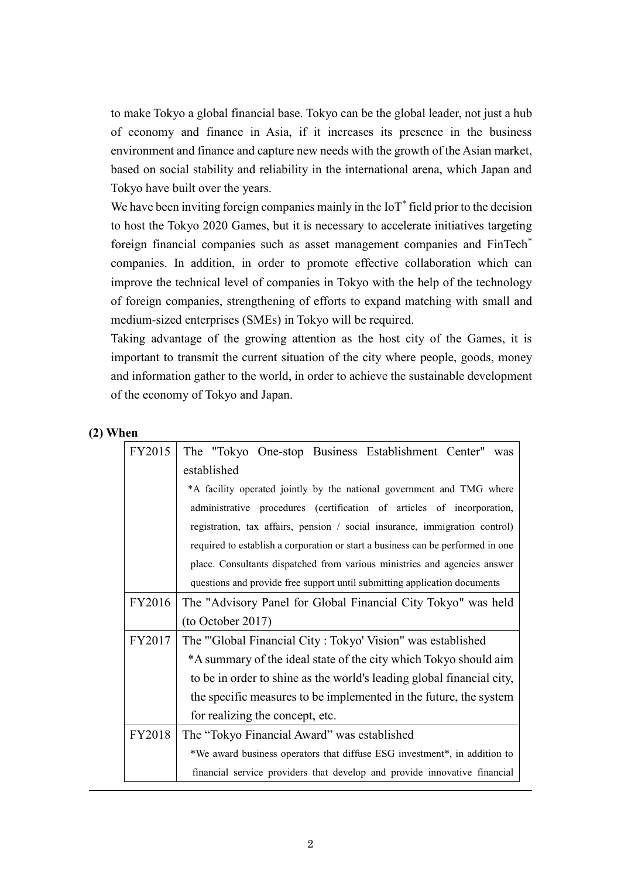to make Tokyo a global financial base. Tokyo can be the global leader, not just a hub of economy and finance in Asia, if it increases its presence in the business environment and finance and capture new needs with the growth of the Asian market, based on social stability and reliability in the international arena, which Japan and Tokyo have built over the years.

We have been inviting foreign companies mainly in the IoT* field prior to the decision to host the Tokyo 2020 Games, but it is necessary to accelerate initiatives targeting foreign financial companies such as asset management companies and FinTech* companies. In addition, in order to promote effective collaboration which can improve the technical level of companies in Tokyo with the help of the technology of foreign companies, strengthening of efforts to expand matching with small and medium-sized enterprises (SMEs) in Tokyo will be required.

Taking advantage of the growing attention as the host city of the Games, it is important to transmit the current situation of the city where people, goods, money and information gather to the world, in order to achieve the sustainable development of the economy of Tokyo and Japan.

**(2) When**

| | |
|---|---|
| FY2015 | The "Tokyo One-stop Business Establishment Center" was established<br>*A facility operated jointly by the national government and TMG where administrative procedures (certification of articles of incorporation, registration, tax affairs, pension / social insurance, immigration control) required to establish a corporation or start a business can be performed in one place. Consultants dispatched from various ministries and agencies answer questions and provide free support until submitting application documents |
| FY2016 | The "Advisory Panel for Global Financial City Tokyo" was held (to October 2017) |
| FY2017 | The "'Global Financial City : Tokyo' Vision" was established<br>*A summary of the ideal state of the city which Tokyo should aim to be in order to shine as the world's leading global financial city, the specific measures to be implemented in the future, the system for realizing the concept, etc. |
| FY2018 | The "Tokyo Financial Award" was established<br>*We award business operators that diffuse ESG investment*, in addition to financial service providers that develop and provide innovative financial |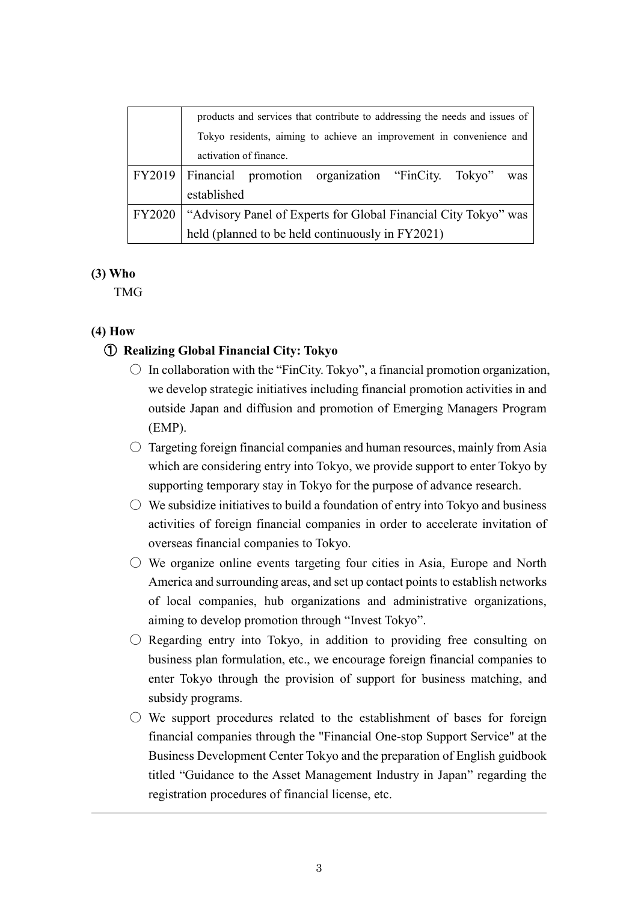| | |
|---|---|
| | products and services that contribute to addressing the needs and issues of Tokyo residents, aiming to achieve an improvement in convenience and activation of finance. |
| FY2019 | Financial promotion organization “FinCity. Tokyo” was established |
| FY2020 | “Advisory Panel of Experts for Global Financial City Tokyo” was held (planned to be held continuously in FY2021) |

**(3) Who**

TMG

**(4) How**

**① Realizing Global Financial City: Tokyo**

- ○ In collaboration with the “FinCity. Tokyo”, a financial promotion organization, we develop strategic initiatives including financial promotion activities in and outside Japan and diffusion and promotion of Emerging Managers Program (EMP).
- ○ Targeting foreign financial companies and human resources, mainly from Asia which are considering entry into Tokyo, we provide support to enter Tokyo by supporting temporary stay in Tokyo for the purpose of advance research.
- ○ We subsidize initiatives to build a foundation of entry into Tokyo and business activities of foreign financial companies in order to accelerate invitation of overseas financial companies to Tokyo.
- ○ We organize online events targeting four cities in Asia, Europe and North America and surrounding areas, and set up contact points to establish networks of local companies, hub organizations and administrative organizations, aiming to develop promotion through “Invest Tokyo”.
- ○ Regarding entry into Tokyo, in addition to providing free consulting on business plan formulation, etc., we encourage foreign financial companies to enter Tokyo through the provision of support for business matching, and subsidy programs.
- ○ We support procedures related to the establishment of bases for foreign financial companies through the "Financial One-stop Support Service" at the Business Development Center Tokyo and the preparation of English guidbook titled “Guidance to the Asset Management Industry in Japan” regarding the registration procedures of financial license, etc.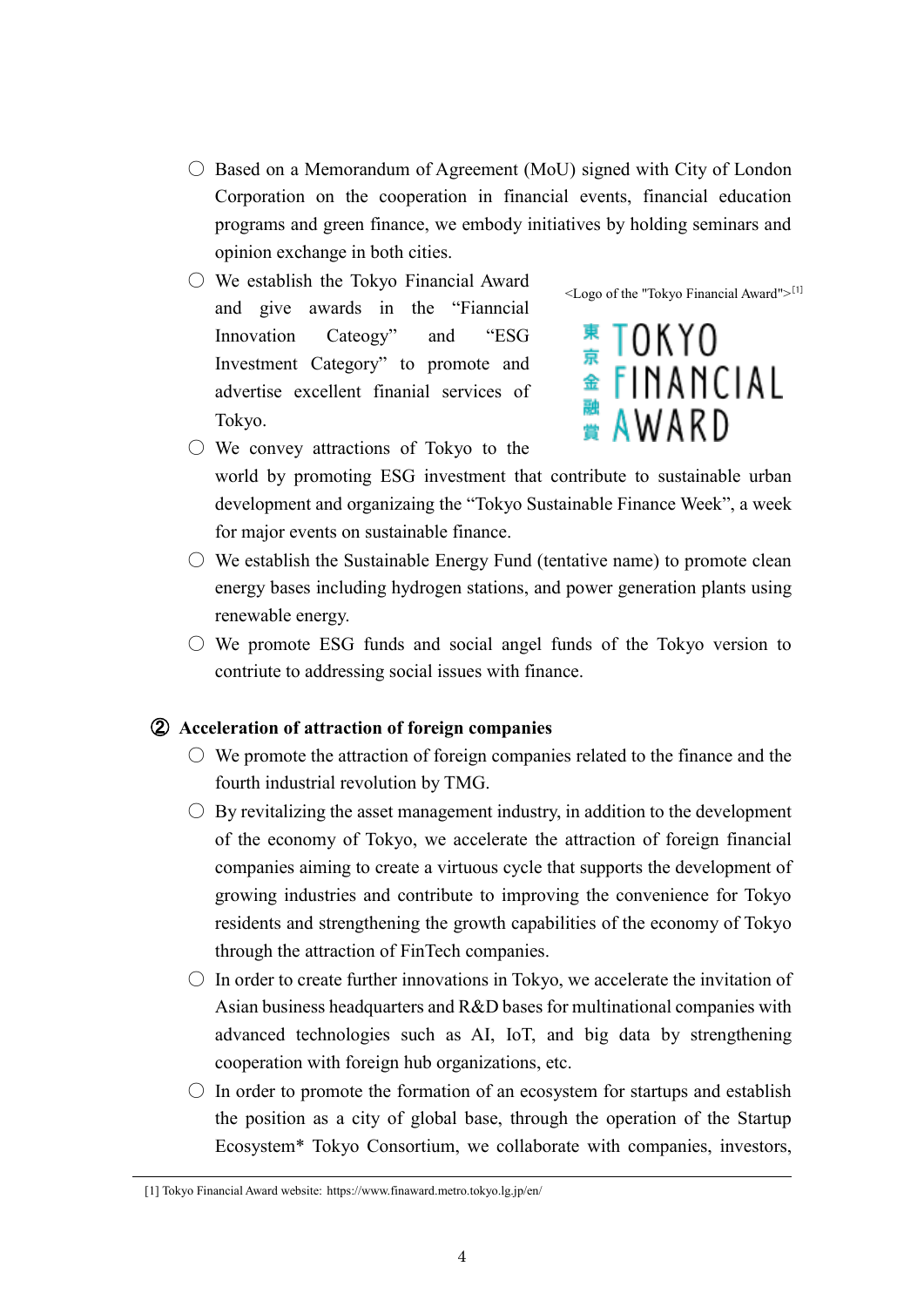- ○ Based on a Memorandum of Agreement (MoU) signed with City of London Corporation on the cooperation in financial events, financial education programs and green finance, we embody initiatives by holding seminars and opinion exchange in both cities.
- ○ We establish the Tokyo Financial Award and give awards in the "Fianncial Innovation Categoy" and "ESG Investment Category" to promote and advertise excellent finanial services of Tokyo.

<Logo of the "Tokyo Financial Award">[1]

東京金融賞 TOKYO FINANCIAL AWARD

- ○ We convey attractions of Tokyo to the world by promoting ESG investment that contribute to sustainable urban development and organizaing the "Tokyo Sustainable Finance Week", a week for major events on sustainable finance.
- ○ We establish the Sustainable Energy Fund (tentative name) to promote clean energy bases including hydrogen stations, and power generation plants using renewable energy.
- ○ We promote ESG funds and social angel funds of the Tokyo version to contriute to addressing social issues with finance.

### ② Acceleration of attraction of foreign companies

- ○ We promote the attraction of foreign companies related to the finance and the fourth industrial revolution by TMG.
- ○ By revitalizing the asset management industry, in addition to the development of the economy of Tokyo, we accelerate the attraction of foreign financial companies aiming to create a virtuous cycle that supports the development of growing industries and contribute to improving the convenience for Tokyo residents and strengthening the growth capabilities of the economy of Tokyo through the attraction of FinTech companies.
- ○ In order to create further innovations in Tokyo, we accelerate the invitation of Asian business headquarters and R&D bases for multinational companies with advanced technologies such as AI, IoT, and big data by strengthening cooperation with foreign hub organizations, etc.
- ○ In order to promote the formation of an ecosystem for startups and establish the position as a city of global base, through the operation of the Startup Ecosystem* Tokyo Consortium, we collaborate with companies, investors,

[1] Tokyo Financial Award website: https://www.finaward.metro.tokyo.lg.jp/en/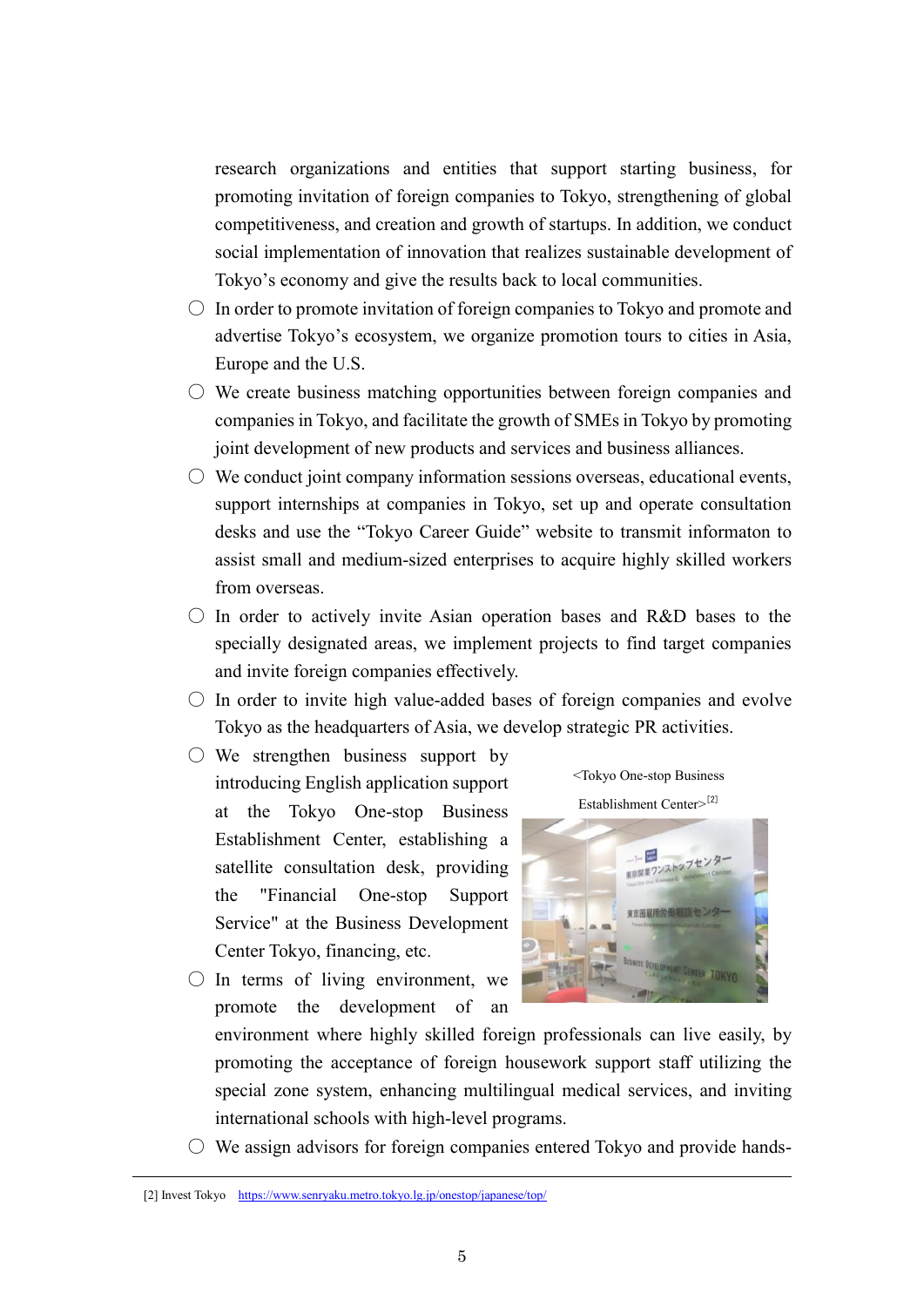research organizations and entities that support starting business, for promoting invitation of foreign companies to Tokyo, strengthening of global competitiveness, and creation and growth of startups. In addition, we conduct social implementation of innovation that realizes sustainable development of Tokyo's economy and give the results back to local communities.

- In order to promote invitation of foreign companies to Tokyo and promote and advertise Tokyo's ecosystem, we organize promotion tours to cities in Asia, Europe and the U.S.
- We create business matching opportunities between foreign companies and companies in Tokyo, and facilitate the growth of SMEs in Tokyo by promoting joint development of new products and services and business alliances.
- We conduct joint company information sessions overseas, educational events, support internships at companies in Tokyo, set up and operate consultation desks and use the "Tokyo Career Guide" website to transmit informaton to assist small and medium-sized enterprises to acquire highly skilled workers from overseas.
- In order to actively invite Asian operation bases and R&D bases to the specially designated areas, we implement projects to find target companies and invite foreign companies effectively.
- In order to invite high value-added bases of foreign companies and evolve Tokyo as the headquarters of Asia, we develop strategic PR activities.
- We strengthen business support by introducing English application support at the Tokyo One-stop Business Establishment Center, establishing a satellite consultation desk, providing the "Financial One-stop Support Service" at the Business Development Center Tokyo, financing, etc.

<Tokyo One-stop Business Establishment Center>[2]

- In terms of living environment, we promote the development of an environment where highly skilled foreign professionals can live easily, by promoting the acceptance of foreign housework support staff utilizing the special zone system, enhancing multilingual medical services, and inviting international schools with high-level programs.
- We assign advisors for foreign companies entered Tokyo and provide hands-

[2] Invest Tokyo https://www.senryaku.metro.tokyo.lg.jp/onestop/japanese/top/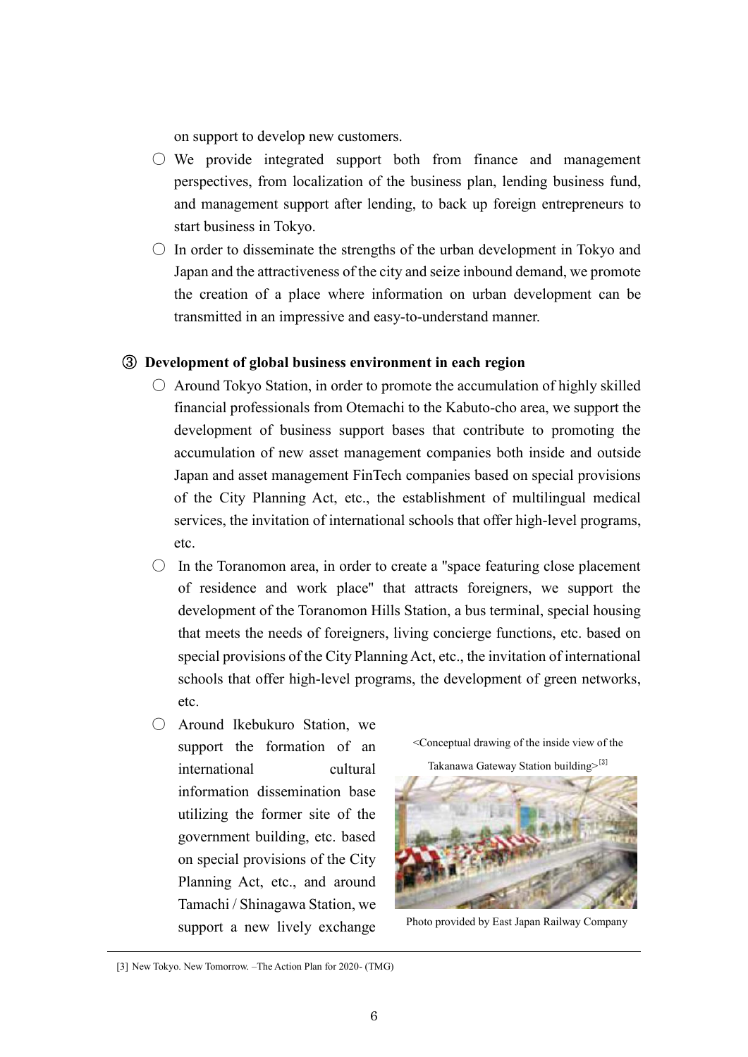on support to develop new customers.

- ○ We provide integrated support both from finance and management perspectives, from localization of the business plan, lending business fund, and management support after lending, to back up foreign entrepreneurs to start business in Tokyo.
- ○ In order to disseminate the strengths of the urban development in Tokyo and Japan and the attractiveness of the city and seize inbound demand, we promote the creation of a place where information on urban development can be transmitted in an impressive and easy-to-understand manner.

### ③ Development of global business environment in each region

- ○ Around Tokyo Station, in order to promote the accumulation of highly skilled financial professionals from Otemachi to the Kabuto-cho area, we support the development of business support bases that contribute to promoting the accumulation of new asset management companies both inside and outside Japan and asset management FinTech companies based on special provisions of the City Planning Act, etc., the establishment of multilingual medical services, the invitation of international schools that offer high-level programs, etc.
- ○ In the Toranomon area, in order to create a "space featuring close placement of residence and work place" that attracts foreigners, we support the development of the Toranomon Hills Station, a bus terminal, special housing that meets the needs of foreigners, living concierge functions, etc. based on special provisions of the City Planning Act, etc., the invitation of international schools that offer high-level programs, the development of green networks, etc.
- ○ Around Ikebukuro Station, we support the formation of an international cultural information dissemination base utilizing the former site of the government building, etc. based on special provisions of the City Planning Act, etc., and around Tamachi / Shinagawa Station, we support a new lively exchange

<Conceptual drawing of the inside view of the Takanawa Gateway Station building>[3]

Photo provided by East Japan Railway Company

[3] New Tokyo. New Tomorrow. –The Action Plan for 2020- (TMG)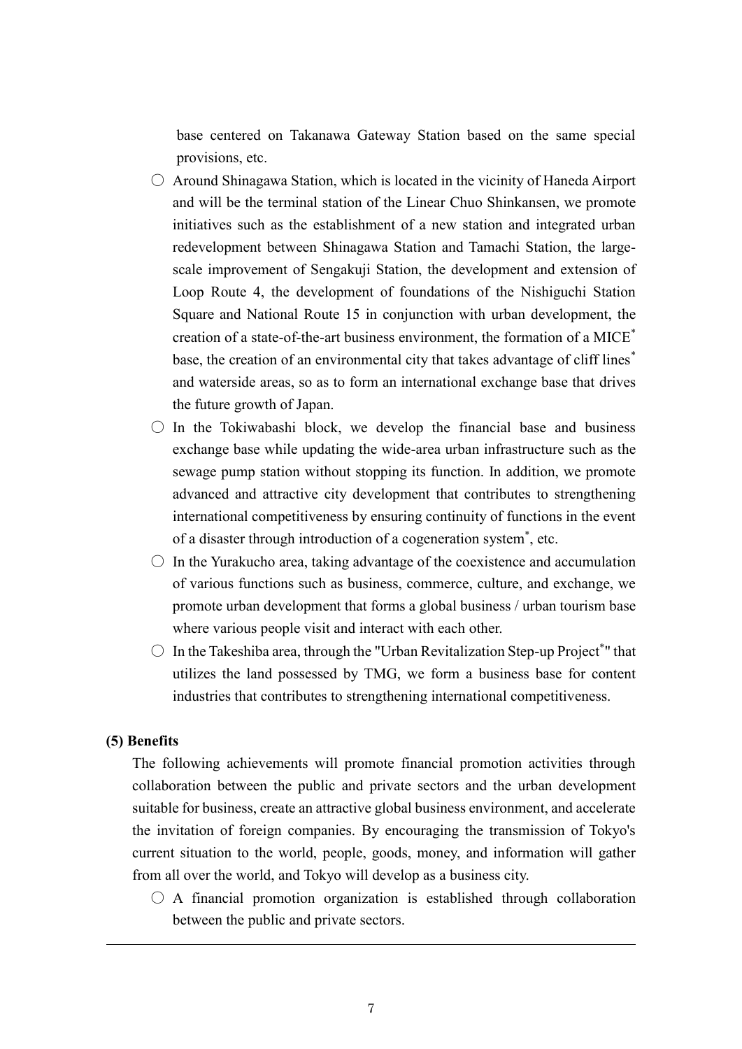base centered on Takanawa Gateway Station based on the same special provisions, etc.

- ○ Around Shinagawa Station, which is located in the vicinity of Haneda Airport and will be the terminal station of the Linear Chuo Shinkansen, we promote initiatives such as the establishment of a new station and integrated urban redevelopment between Shinagawa Station and Tamachi Station, the large-scale improvement of Sengakuji Station, the development and extension of Loop Route 4, the development of foundations of the Nishiguchi Station Square and National Route 15 in conjunction with urban development, the creation of a state-of-the-art business environment, the formation of a MICE* base, the creation of an environmental city that takes advantage of cliff lines* and waterside areas, so as to form an international exchange base that drives the future growth of Japan.
- ○ In the Tokiwabashi block, we develop the financial base and business exchange base while updating the wide-area urban infrastructure such as the sewage pump station without stopping its function. In addition, we promote advanced and attractive city development that contributes to strengthening international competitiveness by ensuring continuity of functions in the event of a disaster through introduction of a cogeneration system*, etc.
- ○ In the Yurakucho area, taking advantage of the coexistence and accumulation of various functions such as business, commerce, culture, and exchange, we promote urban development that forms a global business / urban tourism base where various people visit and interact with each other.
- ○ In the Takeshiba area, through the "Urban Revitalization Step-up Project*" that utilizes the land possessed by TMG, we form a business base for content industries that contributes to strengthening international competitiveness.

**(5) Benefits**

The following achievements will promote financial promotion activities through collaboration between the public and private sectors and the urban development suitable for business, create an attractive global business environment, and accelerate the invitation of foreign companies. By encouraging the transmission of Tokyo's current situation to the world, people, goods, money, and information will gather from all over the world, and Tokyo will develop as a business city.

- ○ A financial promotion organization is established through collaboration between the public and private sectors.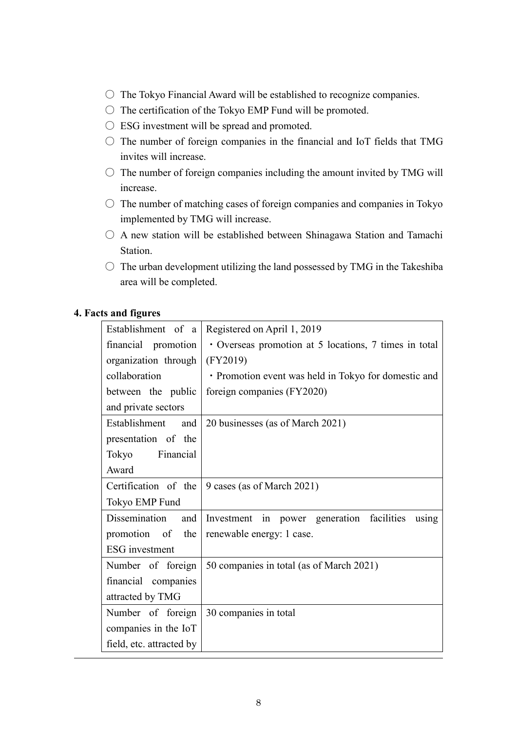- ○ The Tokyo Financial Award will be established to recognize companies.
- ○ The certification of the Tokyo EMP Fund will be promoted.
- ○ ESG investment will be spread and promoted.
- ○ The number of foreign companies in the financial and IoT fields that TMG invites will increase.
- ○ The number of foreign companies including the amount invited by TMG will increase.
- ○ The number of matching cases of foreign companies and companies in Tokyo implemented by TMG will increase.
- ○ A new station will be established between Shinagawa Station and Tamachi Station.
- ○ The urban development utilizing the land possessed by TMG in the Takeshiba area will be completed.

**4. Facts and figures**

| | |
|---|---|
| Establishment of a financial promotion organization through collaboration between the public and private sectors | Registered on April 1, 2019<br>・Overseas promotion at 5 locations, 7 times in total (FY2019)<br>・Promotion event was held in Tokyo for domestic and foreign companies (FY2020) |
| Establishment and presentation of the Tokyo Financial Award | 20 businesses (as of March 2021) |
| Certification of the Tokyo EMP Fund | 9 cases (as of March 2021) |
| Dissemination and promotion of the ESG investment | Investment in power generation facilities using renewable energy: 1 case. |
| Number of foreign financial companies attracted by TMG | 50 companies in total (as of March 2021) |
| Number of foreign companies in the IoT field, etc. attracted by | 30 companies in total |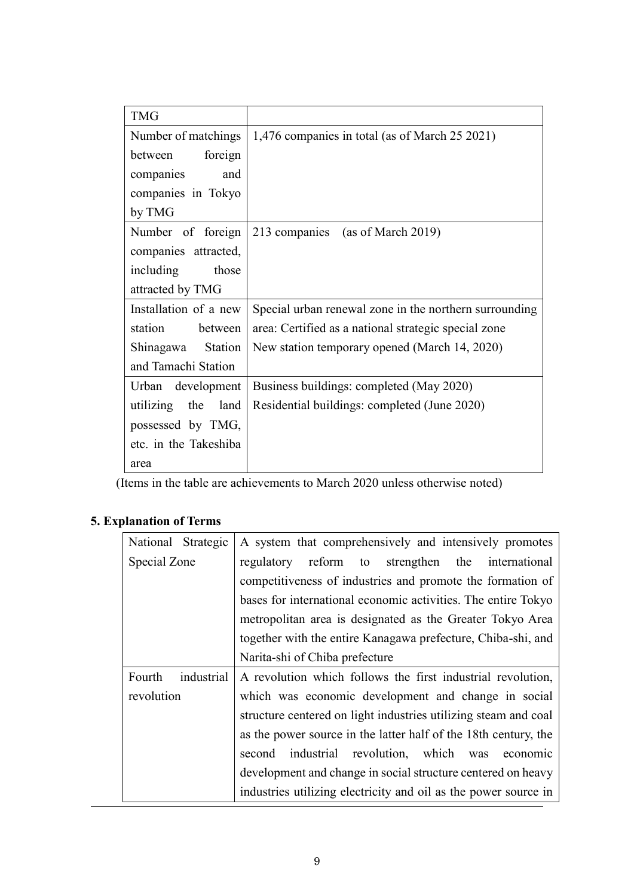| TMG | |
|---|---|
| Number of matchings between foreign companies and companies in Tokyo by TMG | 1,476 companies in total (as of March 25 2021) |
| Number of foreign companies attracted, including those attracted by TMG | 213 companies (as of March 2019) |
| Installation of a new station between Shinagawa Station and Tamachi Station | Special urban renewal zone in the northern surrounding area: Certified as a national strategic special zone<br>New station temporary opened (March 14, 2020) |
| Urban development utilizing the land possessed by TMG, etc. in the Takeshiba area | Business buildings: completed (May 2020)<br>Residential buildings: completed (June 2020) |

(Items in the table are achievements to March 2020 unless otherwise noted)

## 5. Explanation of Terms

| National Strategic Special Zone | A system that comprehensively and intensively promotes regulatory reform to strengthen the international competitiveness of industries and promote the formation of bases for international economic activities. The entire Tokyo metropolitan area is designated as the Greater Tokyo Area together with the entire Kanagawa prefecture, Chiba-shi, and Narita-shi of Chiba prefecture |
|---|---|
| Fourth industrial revolution | A revolution which follows the first industrial revolution, which was economic development and change in social structure centered on light industries utilizing steam and coal as the power source in the latter half of the 18th century, the second industrial revolution, which was economic development and change in social structure centered on heavy industries utilizing electricity and oil as the power source in |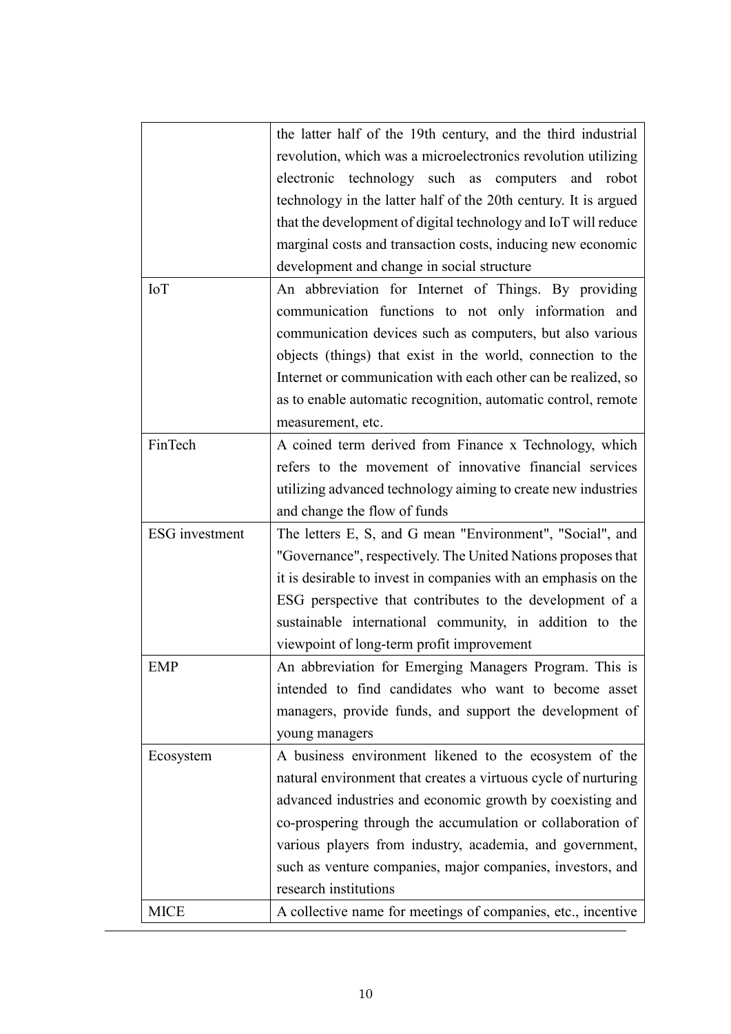| | |
|---|---|
| | the latter half of the 19th century, and the third industrial revolution, which was a microelectronics revolution utilizing electronic technology such as computers and robot technology in the latter half of the 20th century. It is argued that the development of digital technology and IoT will reduce marginal costs and transaction costs, inducing new economic development and change in social structure |
| IoT | An abbreviation for Internet of Things. By providing communication functions to not only information and communication devices such as computers, but also various objects (things) that exist in the world, connection to the Internet or communication with each other can be realized, so as to enable automatic recognition, automatic control, remote measurement, etc. |
| FinTech | A coined term derived from Finance x Technology, which refers to the movement of innovative financial services utilizing advanced technology aiming to create new industries and change the flow of funds |
| ESG investment | The letters E, S, and G mean "Environment", "Social", and "Governance", respectively. The United Nations proposes that it is desirable to invest in companies with an emphasis on the ESG perspective that contributes to the development of a sustainable international community, in addition to the viewpoint of long-term profit improvement |
| EMP | An abbreviation for Emerging Managers Program. This is intended to find candidates who want to become asset managers, provide funds, and support the development of young managers |
| Ecosystem | A business environment likened to the ecosystem of the natural environment that creates a virtuous cycle of nurturing advanced industries and economic growth by coexisting and co-prospering through the accumulation or collaboration of various players from industry, academia, and government, such as venture companies, major companies, investors, and research institutions |
| MICE | A collective name for meetings of companies, etc., incentive |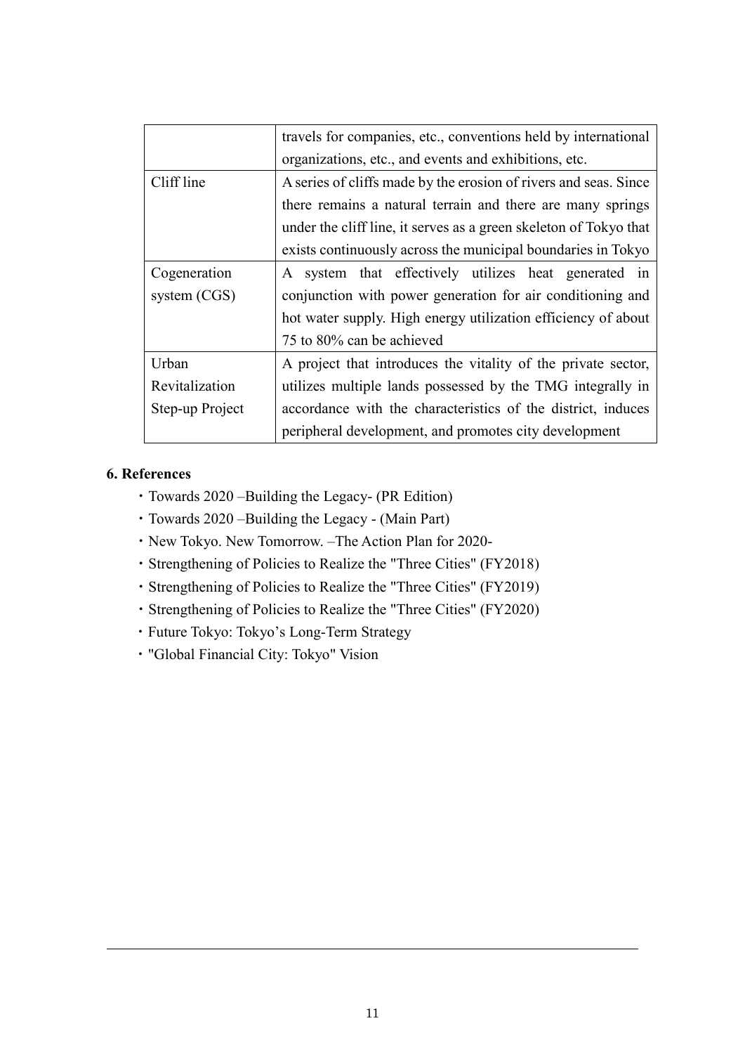| | |
|---|---|
| | travels for companies, etc., conventions held by international organizations, etc., and events and exhibitions, etc. |
| Cliff line | A series of cliffs made by the erosion of rivers and seas. Since there remains a natural terrain and there are many springs under the cliff line, it serves as a green skeleton of Tokyo that exists continuously across the municipal boundaries in Tokyo |
| Cogeneration system (CGS) | A system that effectively utilizes heat generated in conjunction with power generation for air conditioning and hot water supply. High energy utilization efficiency of about 75 to 80% can be achieved |
| Urban Revitalization Step-up Project | A project that introduces the vitality of the private sector, utilizes multiple lands possessed by the TMG integrally in accordance with the characteristics of the district, induces peripheral development, and promotes city development |

**6. References**

- Towards 2020 –Building the Legacy- (PR Edition)
- Towards 2020 –Building the Legacy - (Main Part)
- New Tokyo. New Tomorrow. –The Action Plan for 2020-
- Strengthening of Policies to Realize the "Three Cities" (FY2018)
- Strengthening of Policies to Realize the "Three Cities" (FY2019)
- Strengthening of Policies to Realize the "Three Cities" (FY2020)
- Future Tokyo: Tokyo's Long-Term Strategy
- "Global Financial City: Tokyo" Vision